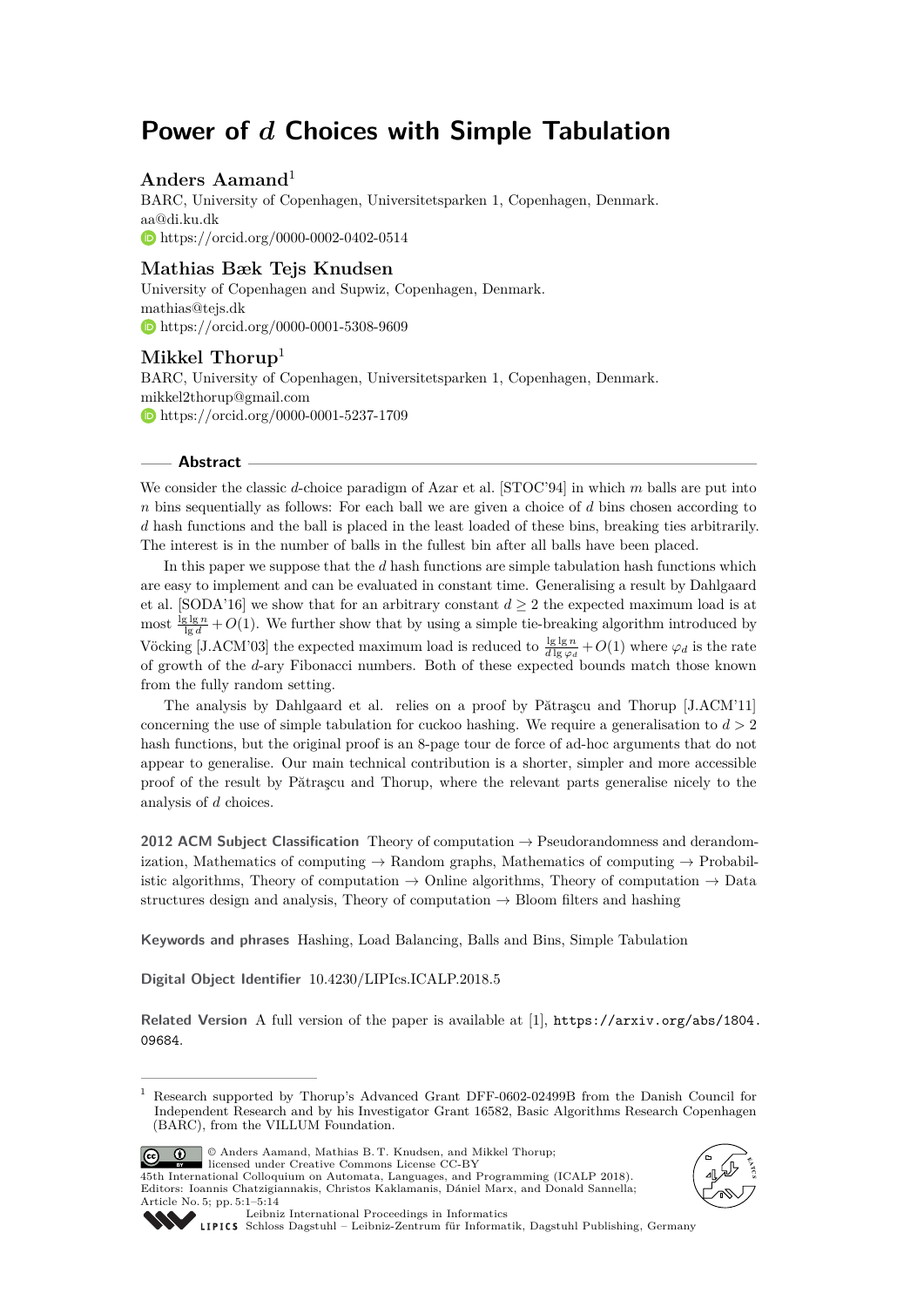# Power of $d$ Choices with Simple Tabulation

**Anders Aamand**[1]

BARC, University of Copenhagen, Universitetsparken 1, Copenhagen, Denmark.
aa@di.ku.dk
https://orcid.org/0000-0002-0402-0514

**Mathias Bæk Tejs Knudsen**

University of Copenhagen and Supwiz, Copenhagen, Denmark.
mathias@tejs.dk
https://orcid.org/0000-0001-5308-9609

**Mikkel Thorup**[1]

BARC, University of Copenhagen, Universitetsparken 1, Copenhagen, Denmark.
mikkel2thorup@gmail.com
https://orcid.org/0000-0001-5237-1709

## Abstract

We consider the classic $d$-choice paradigm of Azar et al. [STOC'94] in which $m$ balls are put into $n$ bins sequentially as follows: For each ball we are given a choice of $d$ bins chosen according to $d$ hash functions and the ball is placed in the least loaded of these bins, breaking ties arbitrarily. The interest is in the number of balls in the fullest bin after all balls have been placed.

In this paper we suppose that the $d$ hash functions are simple tabulation hash functions which are easy to implement and can be evaluated in constant time. Generalising a result by Dahlgaard et al. [SODA'16] we show that for an arbitrary constant $d \geq 2$ the expected maximum load is at most $\frac{\lg \lg n}{\lg d} + O(1)$. We further show that by using a simple tie-breaking algorithm introduced by Vöcking [J.ACM'03] the expected maximum load is reduced to $\frac{\lg \lg n}{d \lg \varphi_d} + O(1)$ where $\varphi_d$ is the rate of growth of the $d$-ary Fibonacci numbers. Both of these expected bounds match those known from the fully random setting.

The analysis by Dahlgaard et al. relies on a proof by Pătraşcu and Thorup [J.ACM'11] concerning the use of simple tabulation for cuckoo hashing. We require a generalisation to $d > 2$ hash functions, but the original proof is an 8-page tour de force of ad-hoc arguments that do not appear to generalise. Our main technical contribution is a shorter, simpler and more accessible proof of the result by Pătraşcu and Thorup, where the relevant parts generalise nicely to the analysis of $d$ choices.

**2012 ACM Subject Classification** Theory of computation → Pseudorandomness and derandomization, Mathematics of computing → Random graphs, Mathematics of computing → Probabilistic algorithms, Theory of computation → Online algorithms, Theory of computation → Data structures design and analysis, Theory of computation → Bloom filters and hashing

**Keywords and phrases** Hashing, Load Balancing, Balls and Bins, Simple Tabulation

**Digital Object Identifier** 10.4230/LIPIcs.ICALP.2018.5

**Related Version** A full version of the paper is available at [1], `https://arxiv.org/abs/1804.09684`.

[1] Research supported by Thorup's Advanced Grant DFF-0602-02499B from the Danish Council for Independent Research and by his Investigator Grant 16582, Basic Algorithms Research Copenhagen (BARC), from the VILLUM Foundation.

© Anders Aamand, Mathias B. T. Knudsen, and Mikkel Thorup;
licensed under Creative Commons License CC-BY
45th International Colloquium on Automata, Languages, and Programming (ICALP 2018).
Editors: Ioannis Chatzigiannakis, Christos Kaklamanis, Dániel Marx, and Donald Sannella;
Article No. 5; pp. 5:1–5:14
Leibniz International Proceedings in Informatics
Schloss Dagstuhl – Leibniz-Zentrum für Informatik, Dagstuhl Publishing, Germany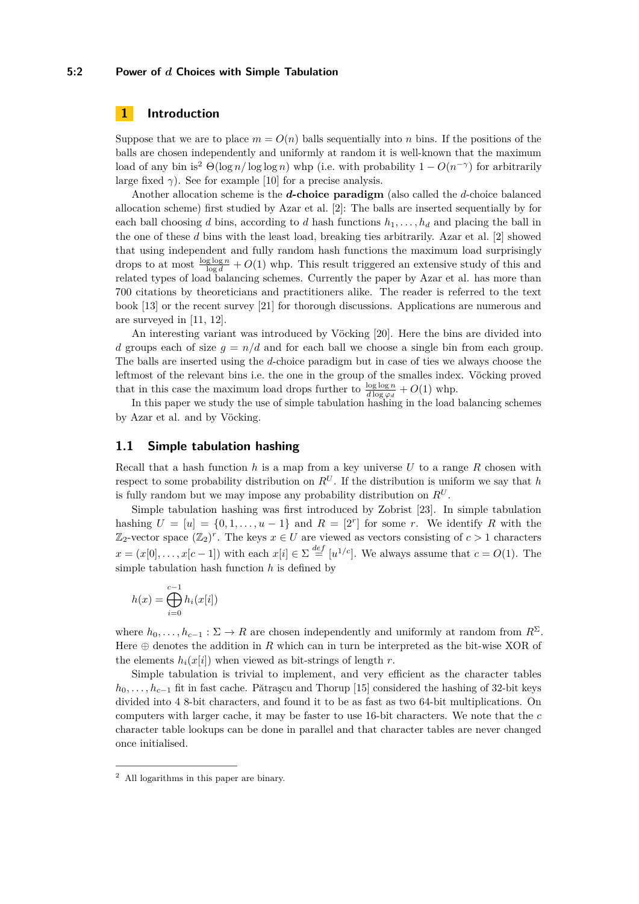## 1 Introduction

Suppose that we are to place $m = O(n)$ balls sequentially into $n$ bins. If the positions of the balls are chosen independently and uniformly at random it is well-known that the maximum load of any bin is[2] $\Theta(\log n / \log\log n)$ whp (i.e. with probability $1 - O(n^{-\gamma})$ for arbitrarily large fixed $\gamma$). See for example [10] for a precise analysis.

Another allocation scheme is the ***d*-choice paradigm** (also called the $d$-choice balanced allocation scheme) first studied by Azar et al. [2]: The balls are inserted sequentially by for each ball choosing $d$ bins, according to $d$ hash functions $h_1, \ldots, h_d$ and placing the ball in the one of these $d$ bins with the least load, breaking ties arbitrarily. Azar et al. [2] showed that using independent and fully random hash functions the maximum load surprisingly drops to at most $\frac{\log\log n}{\log d} + O(1)$ whp. This result triggered an extensive study of this and related types of load balancing schemes. Currently the paper by Azar et al. has more than 700 citations by theoreticians and practitioners alike. The reader is referred to the text book [13] or the recent survey [21] for thorough discussions. Applications are numerous and are surveyed in [11, 12].

An interesting variant was introduced by Vöcking [20]. Here the bins are divided into $d$ groups each of size $g = n/d$ and for each ball we choose a single bin from each group. The balls are inserted using the $d$-choice paradigm but in case of ties we always choose the leftmost of the relevant bins i.e. the one in the group of the smalles index. Vöcking proved that in this case the maximum load drops further to $\frac{\log\log n}{d \log \varphi_d} + O(1)$ whp.

In this paper we study the use of simple tabulation hashing in the load balancing schemes by Azar et al. and by Vöcking.

### 1.1 Simple tabulation hashing

Recall that a hash function $h$ is a map from a key universe $U$ to a range $R$ chosen with respect to some probability distribution on $R^U$. If the distribution is uniform we say that $h$ is fully random but we may impose any probability distribution on $R^U$.

Simple tabulation hashing was first introduced by Zobrist [23]. In simple tabulation hashing $U = [u] = \{0, 1, \ldots, u-1\}$ and $R = [2^r]$ for some $r$. We identify $R$ with the $\mathbb{Z}_2$-vector space $(\mathbb{Z}_2)^r$. The keys $x \in U$ are viewed as vectors consisting of $c > 1$ characters $x = (x[0], \ldots, x[c-1])$ with each $x[i] \in \Sigma \stackrel{def}{=} [u^{1/c}]$. We always assume that $c = O(1)$. The simple tabulation hash function $h$ is defined by

$$h(x) = \bigoplus_{i=0}^{c-1} h_i(x[i])$$

where $h_0, \ldots, h_{c-1} : \Sigma \to R$ are chosen independently and uniformly at random from $R^\Sigma$. Here $\oplus$ denotes the addition in $R$ which can in turn be interpreted as the bit-wise XOR of the elements $h_i(x[i])$ when viewed as bit-strings of length $r$.

Simple tabulation is trivial to implement, and very efficient as the character tables $h_0, \ldots, h_{c-1}$ fit in fast cache. Pătraşcu and Thorup [15] considered the hashing of 32-bit keys divided into 4 8-bit characters, and found it to be as fast as two 64-bit multiplications. On computers with larger cache, it may be faster to use 16-bit characters. We note that the $c$ character table lookups can be done in parallel and that character tables are never changed once initialised.

---

[2] All logarithms in this paper are binary.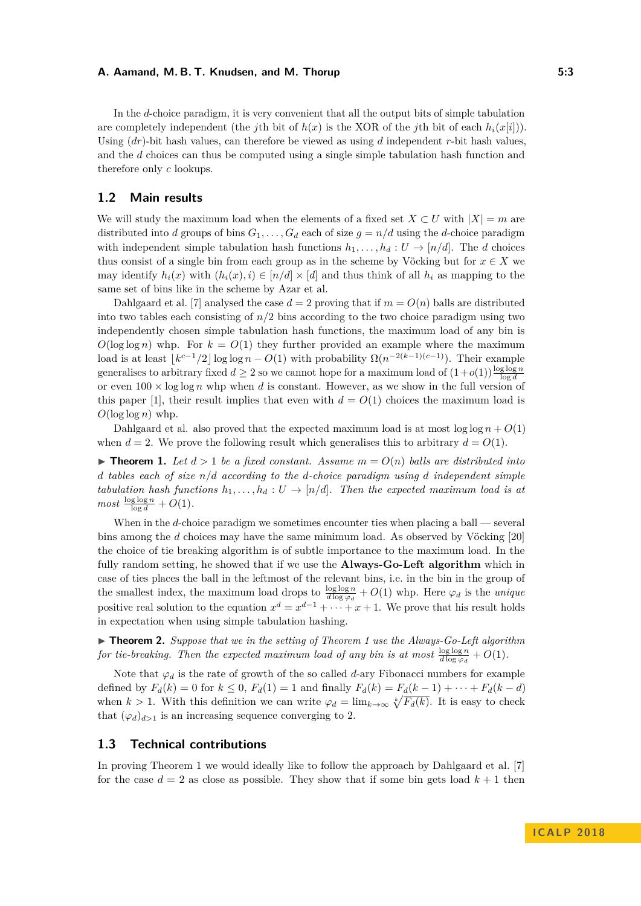In the $d$-choice paradigm, it is very convenient that all the output bits of simple tabulation are completely independent (the $j$th bit of $h(x)$ is the XOR of the $j$th bit of each $h_i(x[i])$). Using $(dr)$-bit hash values, can therefore be viewed as using $d$ independent $r$-bit hash values, and the $d$ choices can thus be computed using a single simple tabulation hash function and therefore only $c$ lookups.

## 1.2 Main results

We will study the maximum load when the elements of a fixed set $X \subset U$ with $|X| = m$ are distributed into $d$ groups of bins $G_1, \dots, G_d$ each of size $g = n/d$ using the $d$-choice paradigm with independent simple tabulation hash functions $h_1, \dots, h_d : U \to [n/d]$. The $d$ choices thus consist of a single bin from each group as in the scheme by Vöcking but for $x \in X$ we may identify $h_i(x)$ with $(h_i(x), i) \in [n/d] \times [d]$ and thus think of all $h_i$ as mapping to the same set of bins like in the scheme by Azar et al.

Dahlgaard et al. [7] analysed the case $d = 2$ proving that if $m = O(n)$ balls are distributed into two tables each consisting of $n/2$ bins according to the two choice paradigm using two independently chosen simple tabulation hash functions, the maximum load of any bin is $O(\log \log n)$ whp. For $k = O(1)$ they further provided an example where the maximum load is at least $\lfloor k^{c-1}/2 \rfloor \log \log n - O(1)$ with probability $\Omega(n^{-2(k-1)(c-1)})$. Their example generalises to arbitrary fixed $d \geq 2$ so we cannot hope for a maximum load of $(1+o(1))\frac{\log \log n}{\log d}$ or even $100 \times \log \log n$ whp when $d$ is constant. However, as we show in the full version of this paper [1], their result implies that even with $d = O(1)$ choices the maximum load is $O(\log \log n)$ whp.

Dahlgaard et al. also proved that the expected maximum load is at most $\log \log n + O(1)$ when $d = 2$. We prove the following result which generalises this to arbitrary $d = O(1)$.

▶ **Theorem 1.** *Let $d > 1$ be a fixed constant. Assume $m = O(n)$ balls are distributed into $d$ tables each of size $n/d$ according to the $d$-choice paradigm using $d$ independent simple tabulation hash functions $h_1, \dots, h_d : U \to [n/d]$. Then the expected maximum load is at most $\frac{\log \log n}{\log d} + O(1)$.*

When in the $d$-choice paradigm we sometimes encounter ties when placing a ball — several bins among the $d$ choices may have the same minimum load. As observed by Vöcking [20] the choice of tie breaking algorithm is of subtle importance to the maximum load. In the fully random setting, he showed that if we use the **Always-Go-Left algorithm** which in case of ties places the ball in the leftmost of the relevant bins, i.e. in the bin in the group of the smallest index, the maximum load drops to $\frac{\log \log n}{d \log \varphi_d} + O(1)$ whp. Here $\varphi_d$ is the *unique* positive real solution to the equation $x^d = x^{d-1} + \cdots + x + 1$. We prove that his result holds in expectation when using simple tabulation hashing.

▶ **Theorem 2.** *Suppose that we in the setting of Theorem 1 use the Always-Go-Left algorithm for tie-breaking. Then the expected maximum load of any bin is at most $\frac{\log \log n}{d \log \varphi_d} + O(1)$.*

Note that $\varphi_d$ is the rate of growth of the so called $d$-ary Fibonacci numbers for example defined by $F_d(k) = 0$ for $k \leq 0$, $F_d(1) = 1$ and finally $F_d(k) = F_d(k-1) + \cdots + F_d(k-d)$ when $k > 1$. With this definition we can write $\varphi_d = \lim_{k \to \infty} \sqrt[k]{F_d(k)}$. It is easy to check that $(\varphi_d)_{d>1}$ is an increasing sequence converging to 2.

## 1.3 Technical contributions

In proving Theorem 1 we would ideally like to follow the approach by Dahlgaard et al. [7] for the case $d = 2$ as close as possible. They show that if some bin gets load $k + 1$ then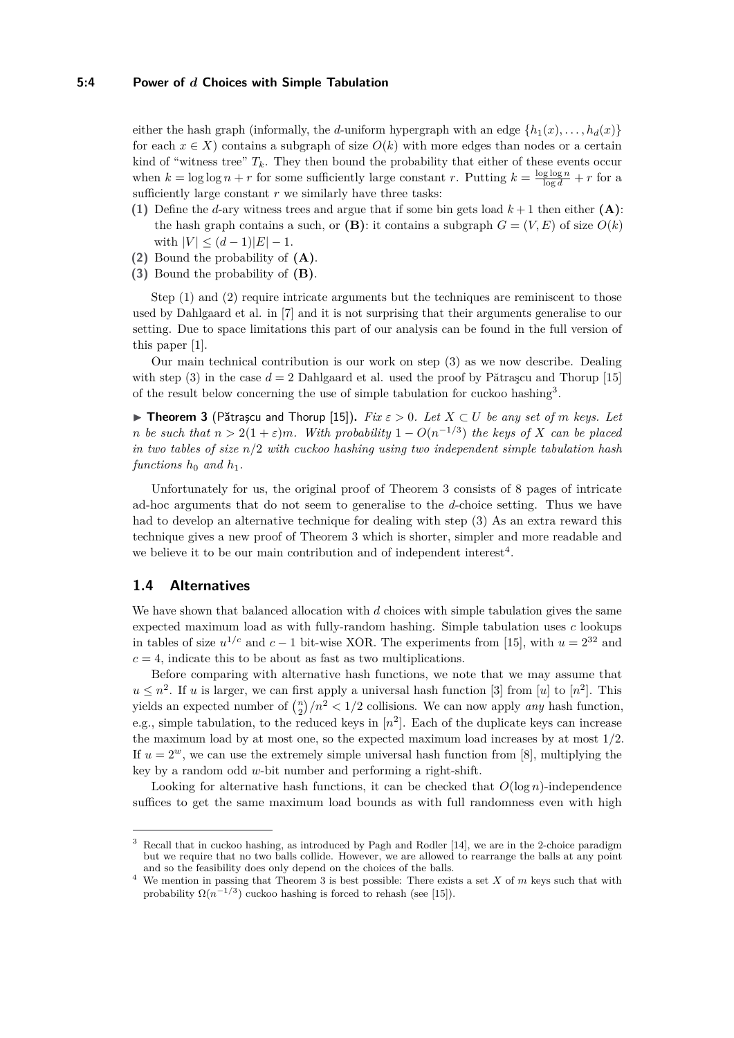either the hash graph (informally, the $d$-uniform hypergraph with an edge $\{h_1(x), \ldots, h_d(x)\}$ for each $x \in X$) contains a subgraph of size $O(k)$ with more edges than nodes or a certain kind of "witness tree" $T_k$. They then bound the probability that either of these events occur when $k = \log\log n + r$ for some sufficiently large constant $r$. Putting $k = \frac{\log\log n}{\log d} + r$ for a sufficiently large constant $r$ we similarly have three tasks:

**(1)** Define the $d$-ary witness trees and argue that if some bin gets load $k+1$ then either **(A)**: the hash graph contains a such, or **(B)**: it contains a subgraph $G = (V, E)$ of size $O(k)$ with $|V| \leq (d-1)|E| - 1$.

**(2)** Bound the probability of **(A)**.

**(3)** Bound the probability of **(B)**.

Step (1) and (2) require intricate arguments but the techniques are reminiscent to those used by Dahlgaard et al. in [7] and it is not surprising that their arguments generalise to our setting. Due to space limitations this part of our analysis can be found in the full version of this paper [1].

Our main technical contribution is our work on step (3) as we now describe. Dealing with step (3) in the case $d = 2$ Dahlgaard et al. used the proof by Pătraşcu and Thorup [15] of the result below concerning the use of simple tabulation for cuckoo hashing[3].

▶ **Theorem 3** (Pătraşcu and Thorup [15]). *Fix $\varepsilon > 0$. Let $X \subset U$ be any set of $m$ keys. Let $n$ be such that $n > 2(1+\varepsilon)m$. With probability $1 - O(n^{-1/3})$ the keys of $X$ can be placed in two tables of size $n/2$ with cuckoo hashing using two independent simple tabulation hash functions $h_0$ and $h_1$.*

Unfortunately for us, the original proof of Theorem 3 consists of 8 pages of intricate ad-hoc arguments that do not seem to generalise to the $d$-choice setting. Thus we have had to develop an alternative technique for dealing with step (3) As an extra reward this technique gives a new proof of Theorem 3 which is shorter, simpler and more readable and we believe it to be our main contribution and of independent interest[4].

## 1.4 Alternatives

We have shown that balanced allocation with $d$ choices with simple tabulation gives the same expected maximum load as with fully-random hashing. Simple tabulation uses $c$ lookups in tables of size $u^{1/c}$ and $c-1$ bit-wise XOR. The experiments from [15], with $u = 2^{32}$ and $c = 4$, indicate this to be about as fast as two multiplications.

Before comparing with alternative hash functions, we note that we may assume that $u \leq n^2$. If $u$ is larger, we can first apply a universal hash function [3] from $[u]$ to $[n^2]$. This yields an expected number of $\binom{n}{2}/n^2 < 1/2$ collisions. We can now apply *any* hash function, e.g., simple tabulation, to the reduced keys in $[n^2]$. Each of the duplicate keys can increase the maximum load by at most one, so the expected maximum load increases by at most $1/2$. If $u = 2^w$, we can use the extremely simple universal hash function from [8], multiplying the key by a random odd $w$-bit number and performing a right-shift.

Looking for alternative hash functions, it can be checked that $O(\log n)$-independence suffices to get the same maximum load bounds as with full randomness even with high

---

[3] Recall that in cuckoo hashing, as introduced by Pagh and Rodler [14], we are in the 2-choice paradigm but we require that no two balls collide. However, we are allowed to rearrange the balls at any point and so the feasibility does only depend on the choices of the balls.

[4] We mention in passing that Theorem 3 is best possible: There exists a set $X$ of $m$ keys such that with probability $\Omega(n^{-1/3})$ cuckoo hashing is forced to rehash (see [15]).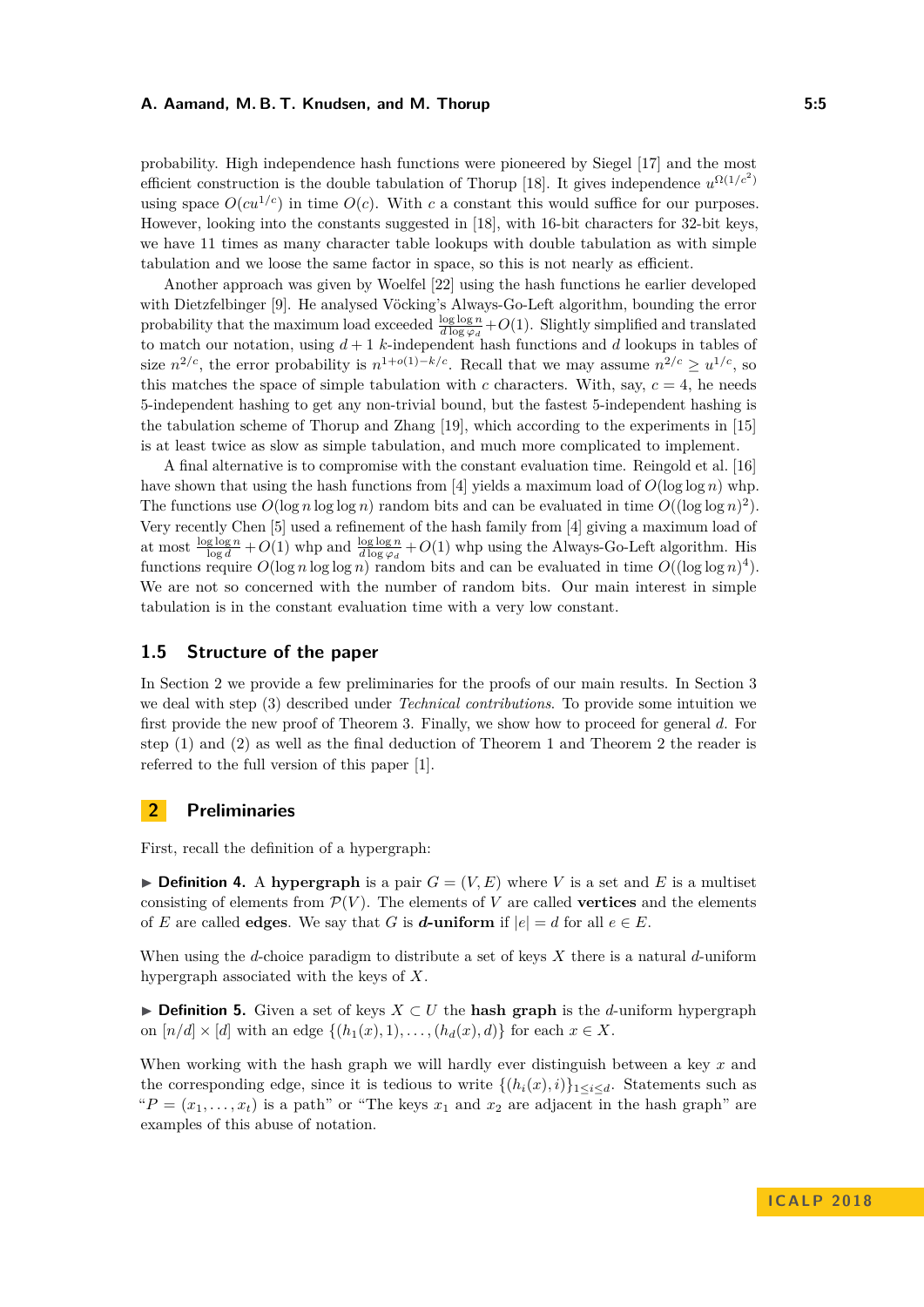probability. High independence hash functions were pioneered by Siegel [17] and the most efficient construction is the double tabulation of Thorup [18]. It gives independence $u^{\Omega(1/c^2)}$ using space $O(cu^{1/c})$ in time $O(c)$. With $c$ a constant this would suffice for our purposes. However, looking into the constants suggested in [18], with 16-bit characters for 32-bit keys, we have 11 times as many character table lookups with double tabulation as with simple tabulation and we loose the same factor in space, so this is not nearly as efficient.

Another approach was given by Woelfel [22] using the hash functions he earlier developed with Dietzfelbinger [9]. He analysed Vöcking's Always-Go-Left algorithm, bounding the error probability that the maximum load exceeded $\frac{\log \log n}{d \log \varphi_d} + O(1)$. Slightly simplified and translated to match our notation, using $d+1$ $k$-independent hash functions and $d$ lookups in tables of size $n^{2/c}$, the error probability is $n^{1+o(1)-k/c}$. Recall that we may assume $n^{2/c} \geq u^{1/c}$, so this matches the space of simple tabulation with $c$ characters. With, say, $c = 4$, he needs 5-independent hashing to get any non-trivial bound, but the fastest 5-independent hashing is the tabulation scheme of Thorup and Zhang [19], which according to the experiments in [15] is at least twice as slow as simple tabulation, and much more complicated to implement.

A final alternative is to compromise with the constant evaluation time. Reingold et al. [16] have shown that using the hash functions from [4] yields a maximum load of $O(\log \log n)$ whp. The functions use $O(\log n \log \log n)$ random bits and can be evaluated in time $O((\log \log n)^2)$. Very recently Chen [5] used a refinement of the hash family from [4] giving a maximum load of at most $\frac{\log \log n}{\log d} + O(1)$ whp and $\frac{\log \log n}{d \log \varphi_d} + O(1)$ whp using the Always-Go-Left algorithm. His functions require $O(\log n \log \log n)$ random bits and can be evaluated in time $O((\log \log n)^4)$. We are not so concerned with the number of random bits. Our main interest in simple tabulation is in the constant evaluation time with a very low constant.

### 1.5 Structure of the paper

In Section 2 we provide a few preliminaries for the proofs of our main results. In Section 3 we deal with step (3) described under *Technical contributions*. To provide some intuition we first provide the new proof of Theorem 3. Finally, we show how to proceed for general $d$. For step (1) and (2) as well as the final deduction of Theorem 1 and Theorem 2 the reader is referred to the full version of this paper [1].

## 2 Preliminaries

First, recall the definition of a hypergraph:

▶ **Definition 4.** A **hypergraph** is a pair $G = (V, E)$ where $V$ is a set and $E$ is a multiset consisting of elements from $\mathcal{P}(V)$. The elements of $V$ are called **vertices** and the elements of $E$ are called **edges**. We say that $G$ is ***d*-uniform** if $|e| = d$ for all $e \in E$.

When using the $d$-choice paradigm to distribute a set of keys $X$ there is a natural $d$-uniform hypergraph associated with the keys of $X$.

▶ **Definition 5.** Given a set of keys $X \subset U$ the **hash graph** is the $d$-uniform hypergraph on $[n/d] \times [d]$ with an edge $\{(h_1(x), 1), \dots, (h_d(x), d)\}$ for each $x \in X$.

When working with the hash graph we will hardly ever distinguish between a key $x$ and the corresponding edge, since it is tedious to write $\{(h_i(x), i)\}_{1 \leq i \leq d}$. Statements such as "$P = (x_1, \dots, x_t)$ is a path" or "The keys $x_1$ and $x_2$ are adjacent in the hash graph" are examples of this abuse of notation.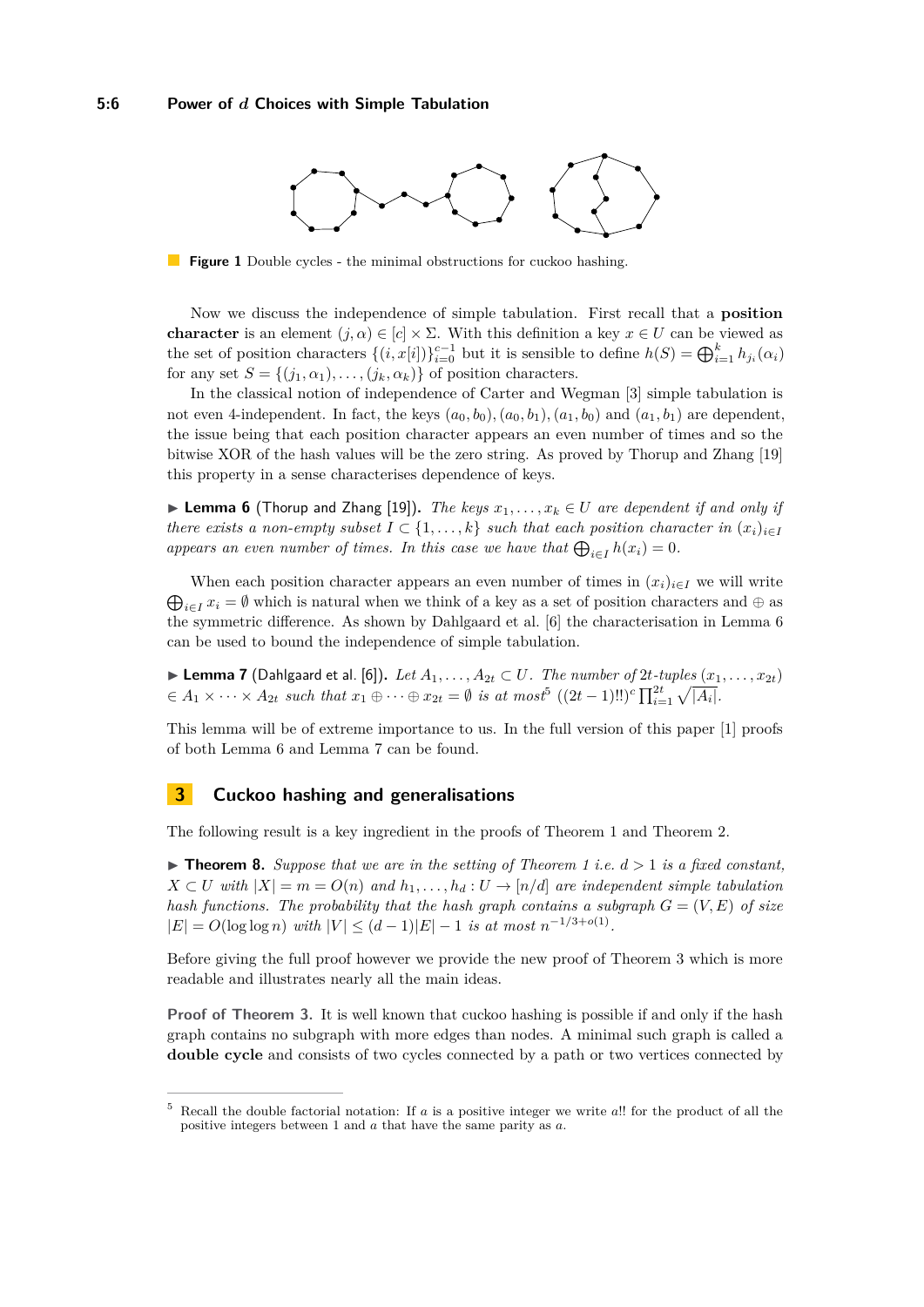**Figure 1** Double cycles - the minimal obstructions for cuckoo hashing.

Now we discuss the independence of simple tabulation. First recall that a **position character** is an element $(j, \alpha) \in [c] \times \Sigma$. With this definition a key $x \in U$ can be viewed as the set of position characters $\{(i, x[i])\}_{i=0}^{c-1}$ but it is sensible to define $h(S) = \bigoplus_{i=1}^{k} h_{j_i}(\alpha_i)$ for any set $S = \{(j_1, \alpha_1), \ldots, (j_k, \alpha_k)\}$ of position characters.

In the classical notion of independence of Carter and Wegman [3] simple tabulation is not even 4-independent. In fact, the keys $(a_0, b_0), (a_0, b_1), (a_1, b_0)$ and $(a_1, b_1)$ are dependent, the issue being that each position character appears an even number of times and so the bitwise XOR of the hash values will be the zero string. As proved by Thorup and Zhang [19] this property in a sense characterises dependence of keys.

▶ **Lemma 6** (Thorup and Zhang [19]). *The keys $x_1, \ldots, x_k \in U$ are dependent if and only if there exists a non-empty subset $I \subset \{1, \ldots, k\}$ such that each position character in $(x_i)_{i \in I}$ appears an even number of times. In this case we have that $\bigoplus_{i \in I} h(x_i) = 0$.*

When each position character appears an even number of times in $(x_i)_{i \in I}$ we will write $\bigoplus_{i \in I} x_i = \emptyset$ which is natural when we think of a key as a set of position characters and $\oplus$ as the symmetric difference. As shown by Dahlgaard et al. [6] the characterisation in Lemma 6 can be used to bound the independence of simple tabulation.

▶ **Lemma 7** (Dahlgaard et al. [6]). *Let $A_1, \ldots, A_{2t} \subset U$. The number of $2t$-tuples $(x_1, \ldots, x_{2t}) \in A_1 \times \cdots \times A_{2t}$ such that $x_1 \oplus \cdots \oplus x_{2t} = \emptyset$ is at most*[5] $((2t-1)!!)^c \prod_{i=1}^{2t} \sqrt{|A_i|}$.

This lemma will be of extreme importance to us. In the full version of this paper [1] proofs of both Lemma 6 and Lemma 7 can be found.

## 3 Cuckoo hashing and generalisations

The following result is a key ingredient in the proofs of Theorem 1 and Theorem 2.

▶ **Theorem 8.** *Suppose that we are in the setting of Theorem 1 i.e. $d > 1$ is a fixed constant, $X \subset U$ with $|X| = m = O(n)$ and $h_1, \ldots, h_d : U \to [n/d]$ are independent simple tabulation hash functions. The probability that the hash graph contains a subgraph $G = (V, E)$ of size $|E| = O(\log \log n)$ with $|V| \le (d-1)|E| - 1$ is at most $n^{-1/3+o(1)}$.*

Before giving the full proof however we provide the new proof of Theorem 3 which is more readable and illustrates nearly all the main ideas.

**Proof of Theorem 3.** It is well known that cuckoo hashing is possible if and only if the hash graph contains no subgraph with more edges than nodes. A minimal such graph is called a **double cycle** and consists of two cycles connected by a path or two vertices connected by

---

[5] Recall the double factorial notation: If $a$ is a positive integer we write $a!!$ for the product of all the positive integers between 1 and $a$ that have the same parity as $a$.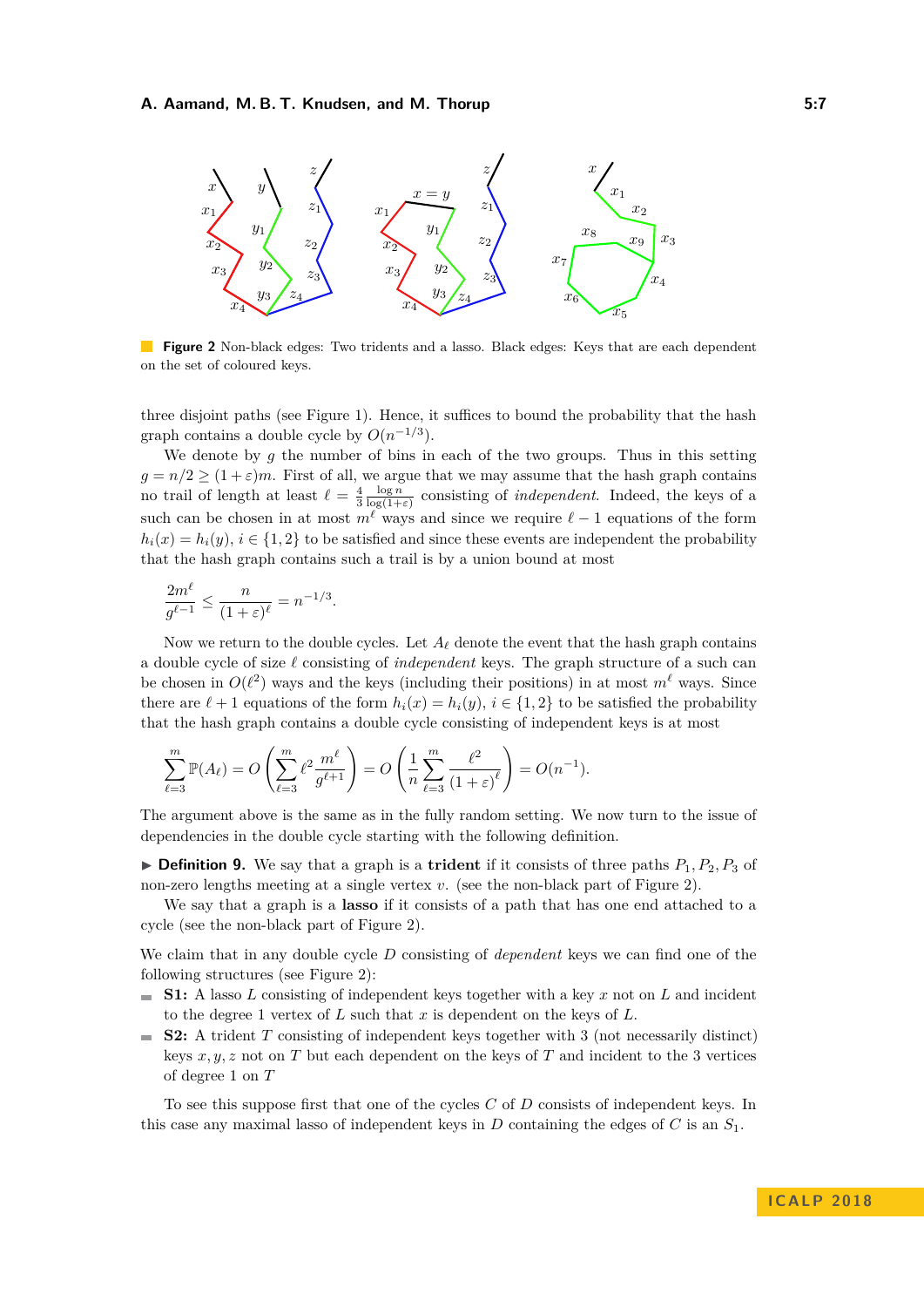**Figure 2** Non-black edges: Two tridents and a lasso. Black edges: Keys that are each dependent on the set of coloured keys.

three disjoint paths (see Figure 1). Hence, it suffices to bound the probability that the hash graph contains a double cycle by $O(n^{-1/3})$.

We denote by $g$ the number of bins in each of the two groups. Thus in this setting $g = n/2 \geq (1+\varepsilon)m$. First of all, we argue that we may assume that the hash graph contains no trail of length at least $\ell = \frac{4}{3}\frac{\log n}{\log(1+\varepsilon)}$ consisting of *independent*. Indeed, the keys of a such can be chosen in at most $m^\ell$ ways and since we require $\ell - 1$ equations of the form $h_i(x) = h_i(y)$, $i \in \{1,2\}$ to be satisfied and since these events are independent the probability that the hash graph contains such a trail is by a union bound at most

$$\frac{2m^\ell}{g^{\ell-1}} \leq \frac{n}{(1+\varepsilon)^\ell} = n^{-1/3}.$$

Now we return to the double cycles. Let $A_\ell$ denote the event that the hash graph contains a double cycle of size $\ell$ consisting of *independent* keys. The graph structure of a such can be chosen in $O(\ell^2)$ ways and the keys (including their positions) in at most $m^\ell$ ways. Since there are $\ell + 1$ equations of the form $h_i(x) = h_i(y)$, $i \in \{1,2\}$ to be satisfied the probability that the hash graph contains a double cycle consisting of independent keys is at most

$$\sum_{\ell=3}^{m} \mathbb{P}(A_\ell) = O\left(\sum_{\ell=3}^{m} \ell^2 \frac{m^\ell}{g^{\ell+1}}\right) = O\left(\frac{1}{n}\sum_{\ell=3}^{m} \frac{\ell^2}{(1+\varepsilon)^\ell}\right) = O(n^{-1}).$$

The argument above is the same as in the fully random setting. We now turn to the issue of dependencies in the double cycle starting with the following definition.

▶ **Definition 9.** We say that a graph is a **trident** if it consists of three paths $P_1, P_2, P_3$ of non-zero lengths meeting at a single vertex $v$. (see the non-black part of Figure 2).

We say that a graph is a **lasso** if it consists of a path that has one end attached to a cycle (see the non-black part of Figure 2).

We claim that in any double cycle $D$ consisting of *dependent* keys we can find one of the following structures (see Figure 2):

- **S1:** A lasso $L$ consisting of independent keys together with a key $x$ not on $L$ and incident to the degree 1 vertex of $L$ such that $x$ is dependent on the keys of $L$.
- **S2:** A trident $T$ consisting of independent keys together with 3 (not necessarily distinct) keys $x, y, z$ not on $T$ but each dependent on the keys of $T$ and incident to the 3 vertices of degree 1 on $T$

To see this suppose first that one of the cycles $C$ of $D$ consists of independent keys. In this case any maximal lasso of independent keys in $D$ containing the edges of $C$ is an $S_1$.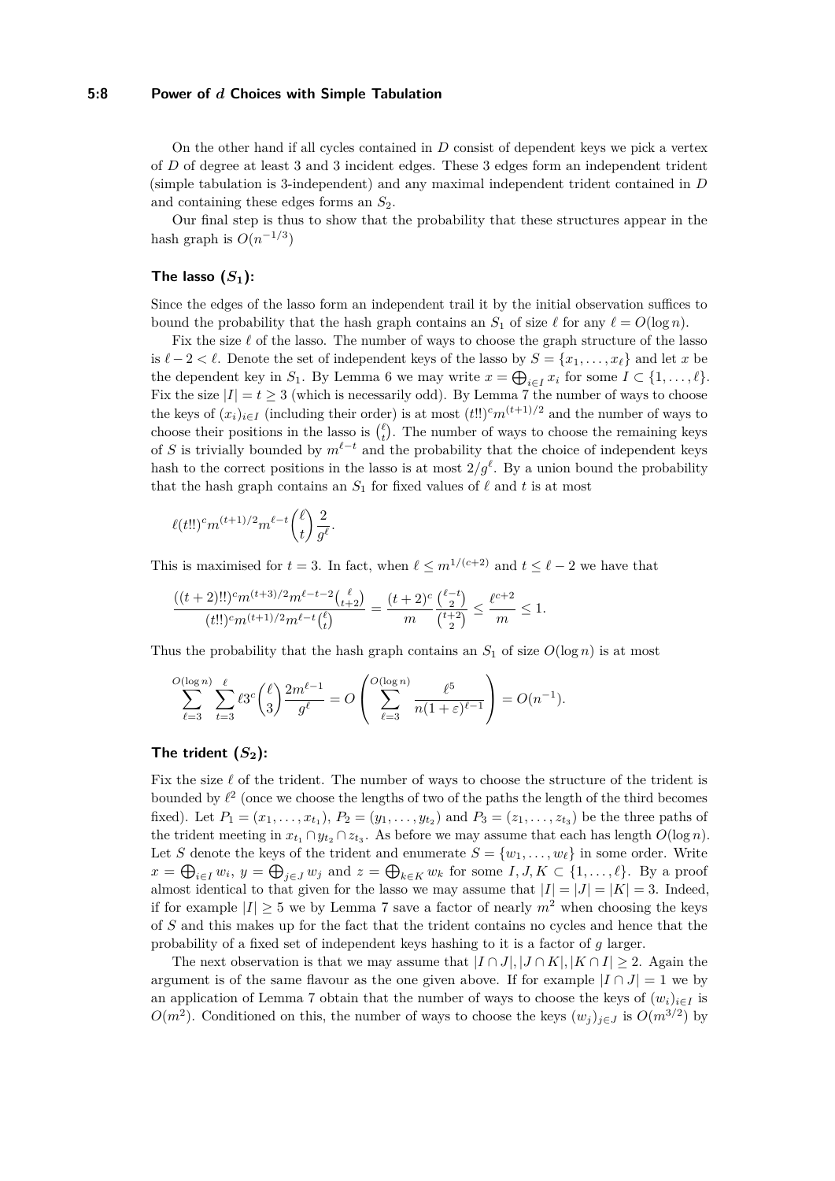On the other hand if all cycles contained in $D$ consist of dependent keys we pick a vertex of $D$ of degree at least 3 and 3 incident edges. These 3 edges form an independent trident (simple tabulation is 3-independent) and any maximal independent trident contained in $D$ and containing these edges forms an $S_2$.

Our final step is thus to show that the probability that these structures appear in the hash graph is $O(n^{-1/3})$

### The lasso ($S_1$):

Since the edges of the lasso form an independent trail it by the initial observation suffices to bound the probability that the hash graph contains an $S_1$ of size $\ell$ for any $\ell = O(\log n)$.

Fix the size $\ell$ of the lasso. The number of ways to choose the graph structure of the lasso is $\ell - 2 < \ell$. Denote the set of independent keys of the lasso by $S = \{x_1, \ldots, x_\ell\}$ and let $x$ be the dependent key in $S_1$. By Lemma 6 we may write $x = \bigoplus_{i \in I} x_i$ for some $I \subset \{1, \ldots, \ell\}$. Fix the size $|I| = t \geq 3$ (which is necessarily odd). By Lemma 7 the number of ways to choose the keys of $(x_i)_{i \in I}$ (including their order) is at most $(t!!)^c m^{(t+1)/2}$ and the number of ways to choose their positions in the lasso is $\binom{\ell}{t}$. The number of ways to choose the remaining keys of $S$ is trivially bounded by $m^{\ell - t}$ and the probability that the choice of independent keys hash to the correct positions in the lasso is at most $2/g^\ell$. By a union bound the probability that the hash graph contains an $S_1$ for fixed values of $\ell$ and $t$ is at most

$$\ell (t!!)^c m^{(t+1)/2} m^{\ell - t} \binom{\ell}{t} \frac{2}{g^\ell}.$$

This is maximised for $t = 3$. In fact, when $\ell \leq m^{1/(c+2)}$ and $t \leq \ell - 2$ we have that

$$\frac{((t+2)!!)^c m^{(t+3)/2} m^{\ell - t - 2} \binom{\ell}{t+2}}{(t!!)^c m^{(t+1)/2} m^{\ell - t} \binom{\ell}{t}} = \frac{(t+2)^c}{m} \frac{\binom{\ell - t}{2}}{\binom{t+2}{2}} \leq \frac{\ell^{c+2}}{m} \leq 1.$$

Thus the probability that the hash graph contains an $S_1$ of size $O(\log n)$ is at most

$$\sum_{\ell=3}^{O(\log n)} \sum_{t=3}^{\ell} \ell 3^c \binom{\ell}{3} \frac{2 m^{\ell - 1}}{g^\ell} = O\left( \sum_{\ell=3}^{O(\log n)} \frac{\ell^5}{n (1 + \varepsilon)^{\ell - 1}} \right) = O(n^{-1}).$$

### The trident ($S_2$):

Fix the size $\ell$ of the trident. The number of ways to choose the structure of the trident is bounded by $\ell^2$ (once we choose the lengths of two of the paths the length of the third becomes fixed). Let $P_1 = (x_1, \ldots, x_{t_1})$, $P_2 = (y_1, \ldots, y_{t_2})$ and $P_3 = (z_1, \ldots, z_{t_3})$ be the three paths of the trident meeting in $x_{t_1} \cap y_{t_2} \cap z_{t_3}$. As before we may assume that each has length $O(\log n)$. Let $S$ denote the keys of the trident and enumerate $S = \{w_1, \ldots, w_\ell\}$ in some order. Write $x = \bigoplus_{i \in I} w_i$, $y = \bigoplus_{j \in J} w_j$ and $z = \bigoplus_{k \in K} w_k$ for some $I, J, K \subset \{1, \ldots, \ell\}$. By a proof almost identical to that given for the lasso we may assume that $|I| = |J| = |K| = 3$. Indeed, if for example $|I| \geq 5$ we by Lemma 7 save a factor of nearly $m^2$ when choosing the keys of $S$ and this makes up for the fact that the trident contains no cycles and hence that the probability of a fixed set of independent keys hashing to it is a factor of $g$ larger.

The next observation is that we may assume that $|I \cap J|, |J \cap K|, |K \cap I| \geq 2$. Again the argument is of the same flavour as the one given above. If for example $|I \cap J| = 1$ we by an application of Lemma 7 obtain that the number of ways to choose the keys of $(w_i)_{i \in I}$ is $O(m^2)$. Conditioned on this, the number of ways to choose the keys $(w_j)_{j \in J}$ is $O(m^{3/2})$ by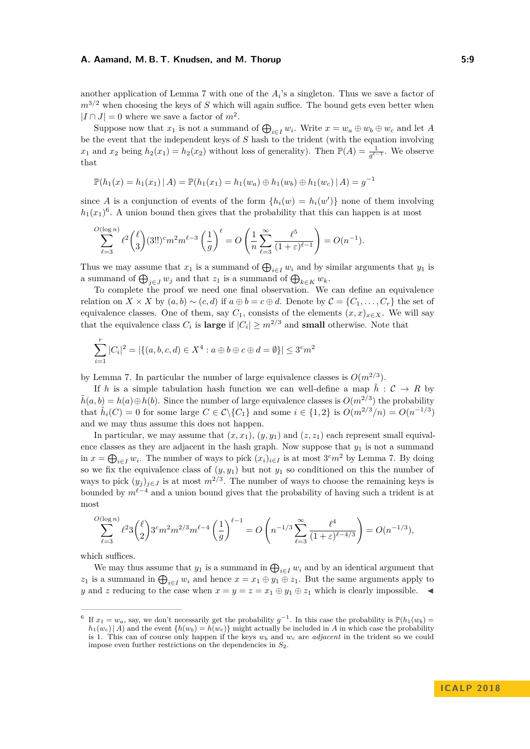another application of Lemma 7 with one of the $A_i$'s a singleton. Thus we save a factor of $m^{3/2}$ when choosing the keys of $S$ which will again suffice. The bound gets even better when $|I \cap J| = 0$ where we save a factor of $m^2$.

Suppose now that $x_1$ is not a summand of $\bigoplus_{i \in I} w_i$. Write $x = w_a \oplus w_b \oplus w_c$ and let $A$ be the event that the independent keys of $S$ hash to the trident (with the equation involving $x_1$ and $x_2$ being $h_2(x_1) = h_2(x_2)$ without loss of generality). Then $\mathbb{P}(A) = \frac{1}{g^{\ell-1}}$. We observe that

$$\mathbb{P}(h_1(x) = h_1(x_1) \mid A) = \mathbb{P}(h_1(x_1) = h_1(w_a) \oplus h_1(w_b) \oplus h_1(w_c) \mid A) = g^{-1}$$

since $A$ is a conjunction of events of the form $\{h_i(w) = h_i(w')\}$ none of them involving $h_1(x_1)$[6]. A union bound then gives that the probability that this can happen is at most

$$\sum_{\ell=3}^{O(\log n)} \ell^2 \binom{\ell}{3} (3!!)^c m^2 m^{\ell-3} \left(\frac{1}{g}\right)^{\ell} = O\left(\frac{1}{n} \sum_{\ell=3}^{\infty} \frac{\ell^5}{(1+\varepsilon)^{\ell-1}}\right) = O(n^{-1}).$$

Thus we may assume that $x_1$ is a summand of $\bigoplus_{i \in I} w_i$ and by similar arguments that $y_1$ is a summand of $\bigoplus_{j \in J} w_j$ and that $z_1$ is a summand of $\bigoplus_{k \in K} w_k$.

To complete the proof we need one final observation. We can define an equivalence relation on $X \times X$ by $(a, b) \sim (c, d)$ if $a \oplus b = c \oplus d$. Denote by $\mathcal{C} = \{C_1, \dots, C_r\}$ the set of equivalence classes. One of them, say $C_1$, consists of the elements $(x, x)_{x \in X}$. We will say that the equivalence class $C_i$ is **large** if $|C_i| \geq m^{2/3}$ and **small** otherwise. Note that

$$\sum_{i=1}^{r} |C_i|^2 = |\{(a, b, c, d) \in X^4 : a \oplus b \oplus c \oplus d = \emptyset\}| \leq 3^c m^2$$

by Lemma 7. In particular the number of large equivalence classes is $O(m^{2/3})$.

If $h$ is a simple tabulation hash function we can well-define a map $\tilde{h} : \mathcal{C} \to R$ by $\tilde{h}(a, b) = h(a) \oplus h(b)$. Since the number of large equivalence classes is $O(m^{2/3})$ the probability that $\tilde{h}_i(C) = 0$ for some large $C \in \mathcal{C} \backslash \{C_1\}$ and some $i \in \{1, 2\}$ is $O(m^{2/3}/n) = O(n^{-1/3})$ and we may thus assume this does not happen.

In particular, we may assume that $(x, x_1)$, $(y, y_1)$ and $(z, z_1)$ each represent small equivalence classes as they are adjacent in the hash graph. Now suppose that $y_1$ is not a summand in $x = \bigoplus_{i \in I} w_i$. The number of ways to pick $(x_i)_{i \in I}$ is at most $3^c m^2$ by Lemma 7. By doing so we fix the equivalence class of $(y, y_1)$ but not $y_1$ so conditioned on this the number of ways to pick $(y_j)_{j \in J}$ is at most $m^{2/3}$. The number of ways to choose the remaining keys is bounded by $m^{\ell-4}$ and a union bound gives that the probability of having such a trident is at most

$$\sum_{\ell=3}^{O(\log n)} \ell^2 3 \binom{\ell}{2} 3^c m^2 m^{2/3} m^{\ell-4} \left(\frac{1}{g}\right)^{\ell-1} = O\left(n^{-1/3} \sum_{\ell=3}^{\infty} \frac{\ell^4}{(1+\varepsilon)^{\ell-4/3}}\right) = O(n^{-1/3}),$$

which suffices.

We may thus assume that $y_1$ is a summand in $\bigoplus_{i \in I} w_i$ and by an identical argument that $z_1$ is a summand in $\bigoplus_{i \in I} w_i$ and hence $x = x_1 \oplus y_1 \oplus z_1$. But the same arguments apply to $y$ and $z$ reducing to the case when $x = y = z = x_1 \oplus y_1 \oplus z_1$ which is clearly impossible. ◀

---

[6] If $x_1 = w_a$, say, we don't necessarily get the probability $g^{-1}$. In this case the probability is $\mathbb{P}(h_1(w_b) = h_1(w_c) \mid A)$ and the event $\{h(w_b) = h(w_c)\}$ might actually be included in $A$ in which case the probability is 1. This can of course only happen if the keys $w_b$ and $w_c$ are *adjacent* in the trident so we could impose even further restrictions on the dependencies in $S_2$.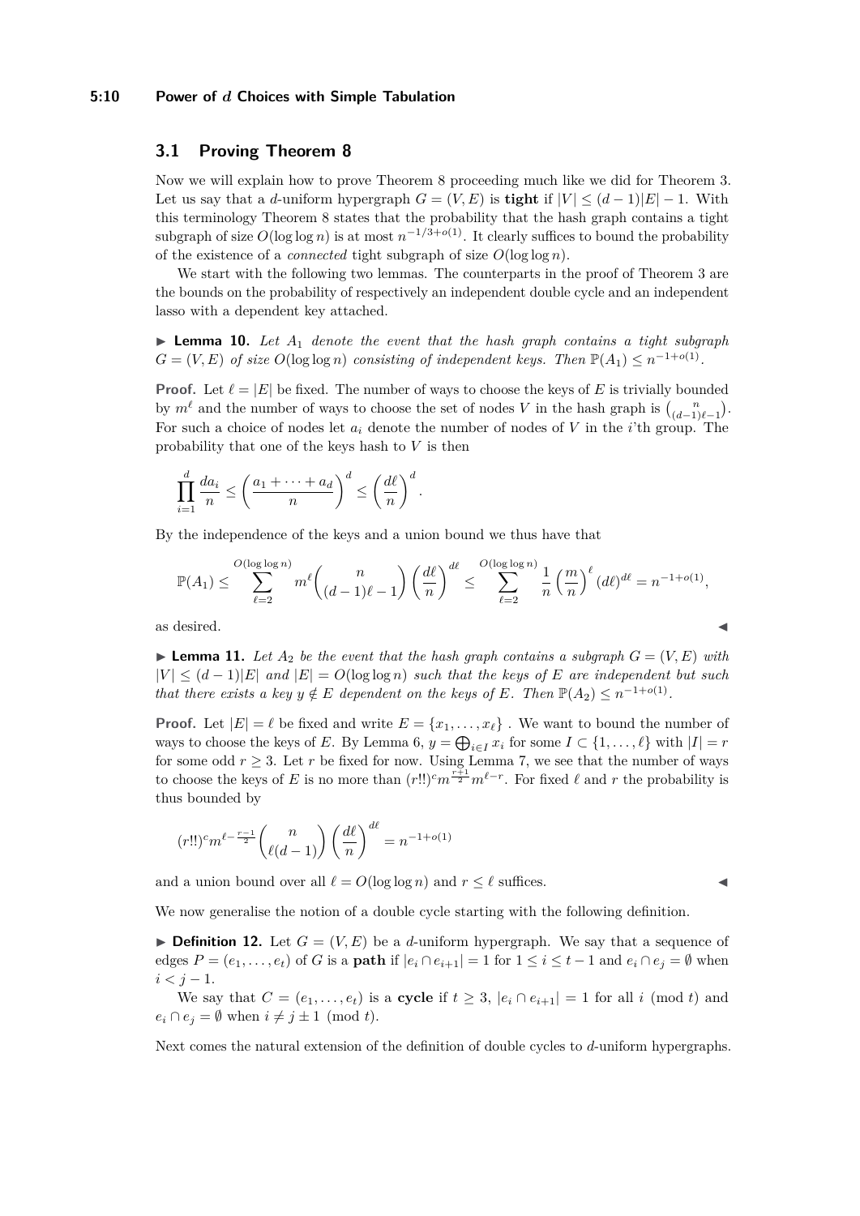## 3.1 Proving Theorem 8

Now we will explain how to prove Theorem 8 proceeding much like we did for Theorem 3. Let us say that a $d$-uniform hypergraph $G = (V, E)$ is **tight** if $|V| \le (d-1)|E| - 1$. With this terminology Theorem 8 states that the probability that the hash graph contains a tight subgraph of size $O(\log \log n)$ is at most $n^{-1/3+o(1)}$. It clearly suffices to bound the probability of the existence of a *connected* tight subgraph of size $O(\log \log n)$.

We start with the following two lemmas. The counterparts in the proof of Theorem 3 are the bounds on the probability of respectively an independent double cycle and an independent lasso with a dependent key attached.

▶ **Lemma 10.** *Let $A_1$ denote the event that the hash graph contains a tight subgraph $G = (V, E)$ of size $O(\log \log n)$ consisting of independent keys. Then $\mathbb{P}(A_1) \le n^{-1+o(1)}$.*

**Proof.** Let $\ell = |E|$ be fixed. The number of ways to choose the keys of $E$ is trivially bounded by $m^\ell$ and the number of ways to choose the set of nodes $V$ in the hash graph is $\binom{n}{(d-1)\ell-1}$. For such a choice of nodes let $a_i$ denote the number of nodes of $V$ in the $i$'th group. The probability that one of the keys hash to $V$ is then

$$\prod_{i=1}^{d} \frac{da_i}{n} \le \left(\frac{a_1 + \cdots + a_d}{n}\right)^d \le \left(\frac{d\ell}{n}\right)^d.$$

By the independence of the keys and a union bound we thus have that

$$\mathbb{P}(A_1) \le \sum_{\ell=2}^{O(\log \log n)} m^\ell \binom{n}{(d-1)\ell - 1} \left(\frac{d\ell}{n}\right)^{d\ell} \le \sum_{\ell=2}^{O(\log \log n)} \frac{1}{n} \left(\frac{m}{n}\right)^\ell (d\ell)^{d\ell} = n^{-1+o(1)},$$

as desired. ◀

▶ **Lemma 11.** *Let $A_2$ be the event that the hash graph contains a subgraph $G = (V, E)$ with $|V| \le (d-1)|E|$ and $|E| = O(\log \log n)$ such that the keys of $E$ are independent but such that there exists a key $y \notin E$ dependent on the keys of $E$. Then $\mathbb{P}(A_2) \le n^{-1+o(1)}$.*

**Proof.** Let $|E| = \ell$ be fixed and write $E = \{x_1, \dots, x_\ell\}$ . We want to bound the number of ways to choose the keys of $E$. By Lemma 6, $y = \bigoplus_{i \in I} x_i$ for some $I \subset \{1, \dots, \ell\}$ with $|I| = r$ for some odd $r \ge 3$. Let $r$ be fixed for now. Using Lemma 7, we see that the number of ways to choose the keys of $E$ is no more than $(r!!)^c m^{\frac{r+1}{2}} m^{\ell - r}$. For fixed $\ell$ and $r$ the probability is thus bounded by

$$(r!!)^c m^{\ell - \frac{r-1}{2}} \binom{n}{\ell(d-1)} \left(\frac{d\ell}{n}\right)^{d\ell} = n^{-1+o(1)}$$

and a union bound over all $\ell = O(\log \log n)$ and $r \le \ell$ suffices. ◀

We now generalise the notion of a double cycle starting with the following definition.

▶ **Definition 12.** Let $G = (V, E)$ be a $d$-uniform hypergraph. We say that a sequence of edges $P = (e_1, \dots, e_t)$ of $G$ is a **path** if $|e_i \cap e_{i+1}| = 1$ for $1 \le i \le t-1$ and $e_i \cap e_j = \emptyset$ when $i < j - 1$.

We say that $C = (e_1, \dots, e_t)$ is a **cycle** if $t \ge 3$, $|e_i \cap e_{i+1}| = 1$ for all $i \pmod t$ and $e_i \cap e_j = \emptyset$ when $i \ne j \pm 1 \pmod t$.

Next comes the natural extension of the definition of double cycles to $d$-uniform hypergraphs.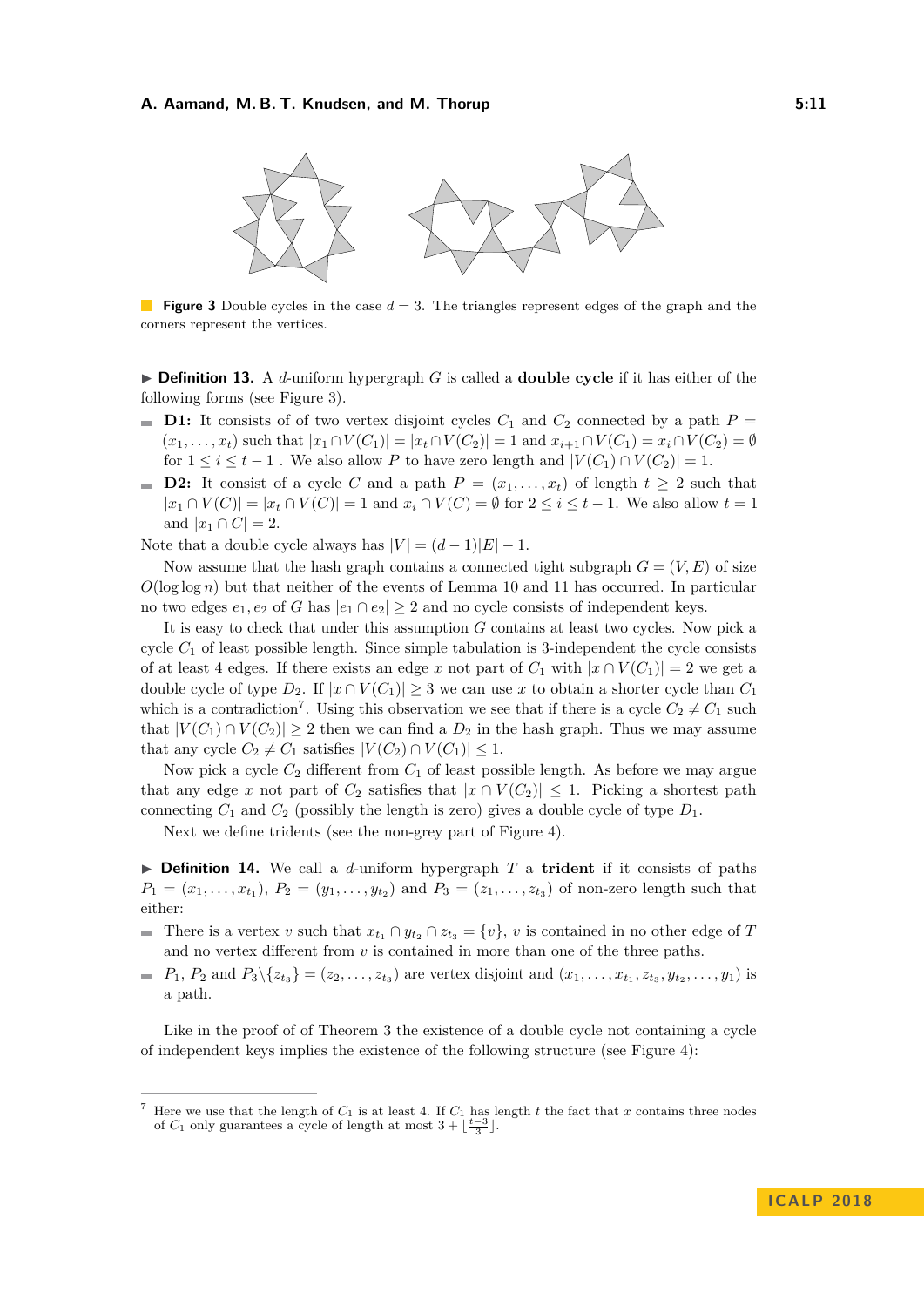**Figure 3** Double cycles in the case $d = 3$. The triangles represent edges of the graph and the corners represent the vertices.

▶ **Definition 13.** A $d$-uniform hypergraph $G$ is called a **double cycle** if it has either of the following forms (see Figure 3).

- **D1:** It consists of of two vertex disjoint cycles $C_1$ and $C_2$ connected by a path $P = (x_1, \ldots, x_t)$ such that $|x_1 \cap V(C_1)| = |x_t \cap V(C_2)| = 1$ and $x_{i+1} \cap V(C_1) = x_i \cap V(C_2) = \emptyset$ for $1 \leq i \leq t-1$ . We also allow $P$ to have zero length and $|V(C_1) \cap V(C_2)| = 1$.
- **D2:** It consist of a cycle $C$ and a path $P = (x_1, \ldots, x_t)$ of length $t \geq 2$ such that $|x_1 \cap V(C)| = |x_t \cap V(C)| = 1$ and $x_i \cap V(C) = \emptyset$ for $2 \leq i \leq t-1$. We also allow $t = 1$ and $|x_1 \cap C| = 2$.

Note that a double cycle always has $|V| = (d-1)|E| - 1$.

Now assume that the hash graph contains a connected tight subgraph $G = (V, E)$ of size $O(\log \log n)$ but that neither of the events of Lemma 10 and 11 has occurred. In particular no two edges $e_1, e_2$ of $G$ has $|e_1 \cap e_2| \geq 2$ and no cycle consists of independent keys.

It is easy to check that under this assumption $G$ contains at least two cycles. Now pick a cycle $C_1$ of least possible length. Since simple tabulation is 3-independent the cycle consists of at least 4 edges. If there exists an edge $x$ not part of $C_1$ with $|x \cap V(C_1)| = 2$ we get a double cycle of type $D_2$. If $|x \cap V(C_1)| \geq 3$ we can use $x$ to obtain a shorter cycle than $C_1$ which is a contradiction[7]. Using this observation we see that if there is a cycle $C_2 \neq C_1$ such that $|V(C_1) \cap V(C_2)| \geq 2$ then we can find a $D_2$ in the hash graph. Thus we may assume that any cycle $C_2 \neq C_1$ satisfies $|V(C_2) \cap V(C_1)| \leq 1$.

Now pick a cycle $C_2$ different from $C_1$ of least possible length. As before we may argue that any edge $x$ not part of $C_2$ satisfies that $|x \cap V(C_2)| \leq 1$. Picking a shortest path connecting $C_1$ and $C_2$ (possibly the length is zero) gives a double cycle of type $D_1$.

Next we define tridents (see the non-grey part of Figure 4).

▶ **Definition 14.** We call a $d$-uniform hypergraph $T$ a **trident** if it consists of paths $P_1 = (x_1, \ldots, x_{t_1})$, $P_2 = (y_1, \ldots, y_{t_2})$ and $P_3 = (z_1, \ldots, z_{t_3})$ of non-zero length such that either:

- There is a vertex $v$ such that $x_{t_1} \cap y_{t_2} \cap z_{t_3} = \{v\}$, $v$ is contained in no other edge of $T$ and no vertex different from $v$ is contained in more than one of the three paths.
- $P_1$, $P_2$ and $P_3 \backslash \{z_{t_3}\} = (z_2, \ldots, z_{t_3})$ are vertex disjoint and $(x_1, \ldots, x_{t_1}, z_{t_3}, y_{t_2}, \ldots, y_1)$ is a path.

Like in the proof of of Theorem 3 the existence of a double cycle not containing a cycle of independent keys implies the existence of the following structure (see Figure 4):

[7] Here we use that the length of $C_1$ is at least 4. If $C_1$ has length $t$ the fact that $x$ contains three nodes of $C_1$ only guarantees a cycle of length at most $3 + \lfloor \frac{t-3}{3} \rfloor$.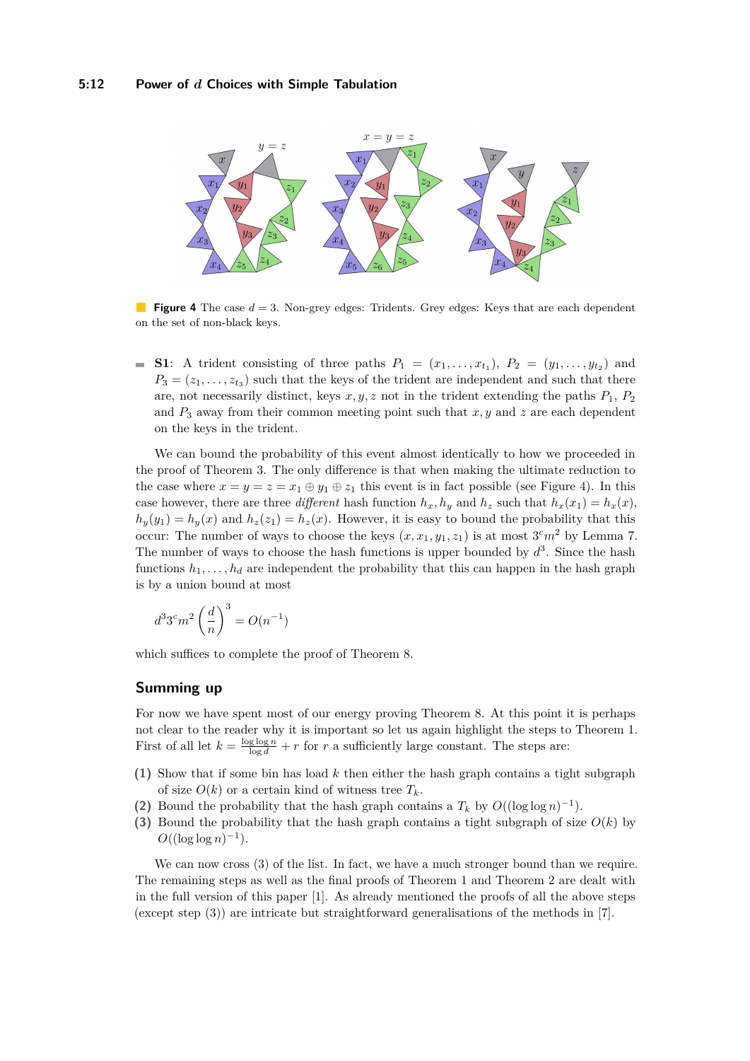**Figure 4** The case $d = 3$. Non-grey edges: Tridents. Grey edges: Keys that are each dependent on the set of non-black keys.

- **S1**: A trident consisting of three paths $P_1 = (x_1, \ldots, x_{t_1})$, $P_2 = (y_1, \ldots, y_{t_2})$ and $P_3 = (z_1, \ldots, z_{t_3})$ such that the keys of the trident are independent and such that there are, not necessarily distinct, keys $x, y, z$ not in the trident extending the paths $P_1$, $P_2$ and $P_3$ away from their common meeting point such that $x, y$ and $z$ are each dependent on the keys in the trident.

We can bound the probability of this event almost identically to how we proceeded in the proof of Theorem 3. The only difference is that when making the ultimate reduction to the case where $x = y = z = x_1 \oplus y_1 \oplus z_1$ this event is in fact possible (see Figure 4). In this case however, there are three *different* hash function $h_x, h_y$ and $h_z$ such that $h_x(x_1) = h_x(x)$, $h_y(y_1) = h_y(x)$ and $h_z(z_1) = h_z(x)$. However, it is easy to bound the probability that this occur: The number of ways to choose the keys $(x, x_1, y_1, z_1)$ is at most $3^c m^2$ by Lemma 7. The number of ways to choose the hash functions is upper bounded by $d^3$. Since the hash functions $h_1, \ldots, h_d$ are independent the probability that this can happen in the hash graph is by a union bound at most

$$d^3 3^c m^2 \left(\frac{d}{n}\right)^3 = O(n^{-1})$$

which suffices to complete the proof of Theorem 8.

## Summing up

For now we have spent most of our energy proving Theorem 8. At this point it is perhaps not clear to the reader why it is important so let us again highlight the steps to Theorem 1. First of all let $k = \frac{\log \log n}{\log d} + r$ for $r$ a sufficiently large constant. The steps are:

**(1)** Show that if some bin has load $k$ then either the hash graph contains a tight subgraph of size $O(k)$ or a certain kind of witness tree $T_k$.

**(2)** Bound the probability that the hash graph contains a $T_k$ by $O((\log \log n)^{-1})$.

**(3)** Bound the probability that the hash graph contains a tight subgraph of size $O(k)$ by $O((\log \log n)^{-1})$.

We can now cross (3) of the list. In fact, we have a much stronger bound than we require. The remaining steps as well as the final proofs of Theorem 1 and Theorem 2 are dealt with in the full version of this paper [1]. As already mentioned the proofs of all the above steps (except step (3)) are intricate but straightforward generalisations of the methods in [7].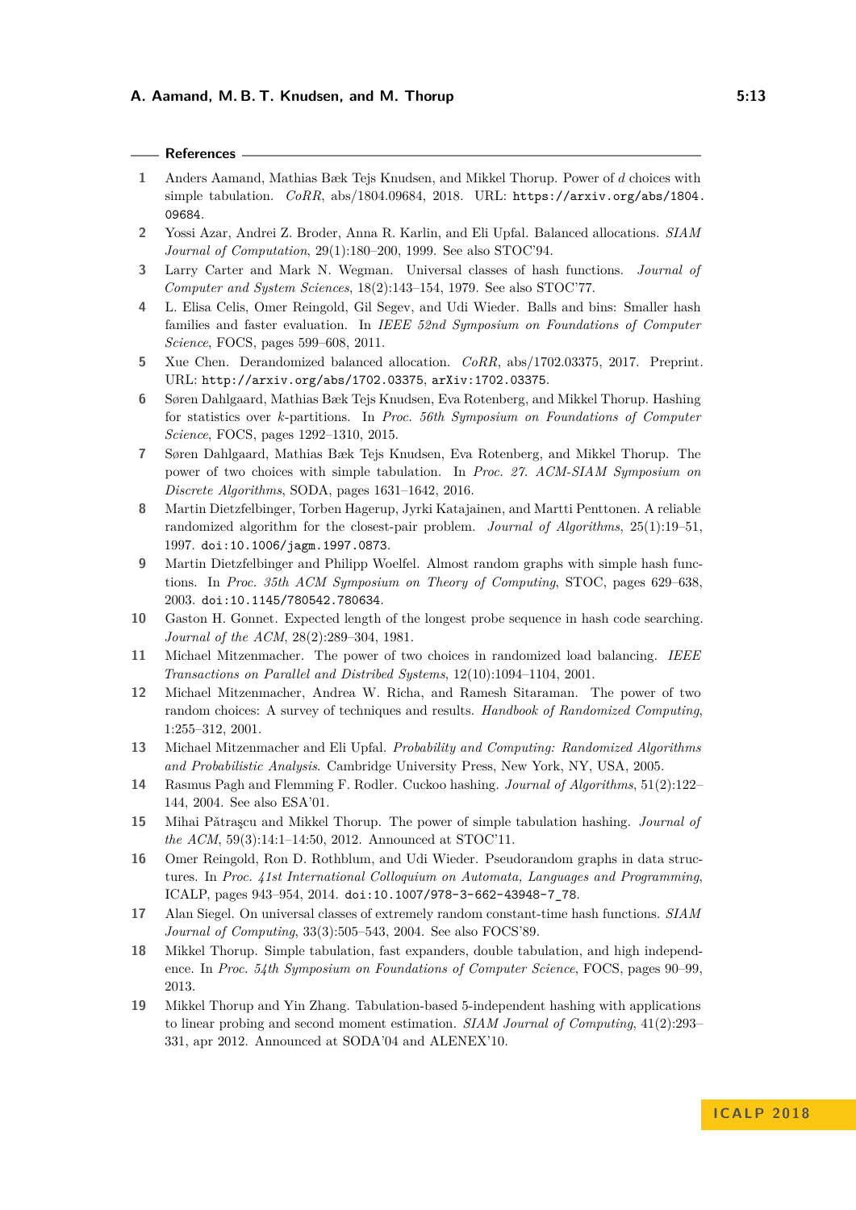## References

1. Anders Aamand, Mathias Bæk Tejs Knudsen, and Mikkel Thorup. Power of $d$ choices with simple tabulation. *CoRR*, abs/1804.09684, 2018. URL: https://arxiv.org/abs/1804.09684.
2. Yossi Azar, Andrei Z. Broder, Anna R. Karlin, and Eli Upfal. Balanced allocations. *SIAM Journal of Computation*, 29(1):180–200, 1999. See also STOC'94.
3. Larry Carter and Mark N. Wegman. Universal classes of hash functions. *Journal of Computer and System Sciences*, 18(2):143–154, 1979. See also STOC'77.
4. L. Elisa Celis, Omer Reingold, Gil Segev, and Udi Wieder. Balls and bins: Smaller hash families and faster evaluation. In *IEEE 52nd Symposium on Foundations of Computer Science*, FOCS, pages 599–608, 2011.
5. Xue Chen. Derandomized balanced allocation. *CoRR*, abs/1702.03375, 2017. Preprint. URL: http://arxiv.org/abs/1702.03375, arXiv:1702.03375.
6. Søren Dahlgaard, Mathias Bæk Tejs Knudsen, Eva Rotenberg, and Mikkel Thorup. Hashing for statistics over $k$-partitions. In *Proc. 56th Symposium on Foundations of Computer Science*, FOCS, pages 1292–1310, 2015.
7. Søren Dahlgaard, Mathias Bæk Tejs Knudsen, Eva Rotenberg, and Mikkel Thorup. The power of two choices with simple tabulation. In *Proc. 27. ACM-SIAM Symposium on Discrete Algorithms*, SODA, pages 1631–1642, 2016.
8. Martin Dietzfelbinger, Torben Hagerup, Jyrki Katajainen, and Martti Penttonen. A reliable randomized algorithm for the closest-pair problem. *Journal of Algorithms*, 25(1):19–51, 1997. doi:10.1006/jagm.1997.0873.
9. Martin Dietzfelbinger and Philipp Woelfel. Almost random graphs with simple hash functions. In *Proc. 35th ACM Symposium on Theory of Computing*, STOC, pages 629–638, 2003. doi:10.1145/780542.780634.
10. Gaston H. Gonnet. Expected length of the longest probe sequence in hash code searching. *Journal of the ACM*, 28(2):289–304, 1981.
11. Michael Mitzenmacher. The power of two choices in randomized load balancing. *IEEE Transactions on Parallel and Distribed Systems*, 12(10):1094–1104, 2001.
12. Michael Mitzenmacher, Andrea W. Richa, and Ramesh Sitaraman. The power of two random choices: A survey of techniques and results. *Handbook of Randomized Computing*, 1:255–312, 2001.
13. Michael Mitzenmacher and Eli Upfal. *Probability and Computing: Randomized Algorithms and Probabilistic Analysis*. Cambridge University Press, New York, NY, USA, 2005.
14. Rasmus Pagh and Flemming F. Rodler. Cuckoo hashing. *Journal of Algorithms*, 51(2):122–144, 2004. See also ESA'01.
15. Mihai Pătraşcu and Mikkel Thorup. The power of simple tabulation hashing. *Journal of the ACM*, 59(3):14:1–14:50, 2012. Announced at STOC'11.
16. Omer Reingold, Ron D. Rothblum, and Udi Wieder. Pseudorandom graphs in data structures. In *Proc. 41st International Colloquium on Automata, Languages and Programming*, ICALP, pages 943–954, 2014. doi:10.1007/978-3-662-43948-7_78.
17. Alan Siegel. On universal classes of extremely random constant-time hash functions. *SIAM Journal of Computing*, 33(3):505–543, 2004. See also FOCS'89.
18. Mikkel Thorup. Simple tabulation, fast expanders, double tabulation, and high independence. In *Proc. 54th Symposium on Foundations of Computer Science*, FOCS, pages 90–99, 2013.
19. Mikkel Thorup and Yin Zhang. Tabulation-based 5-independent hashing with applications to linear probing and second moment estimation. *SIAM Journal of Computing*, 41(2):293–331, apr 2012. Announced at SODA'04 and ALENEX'10.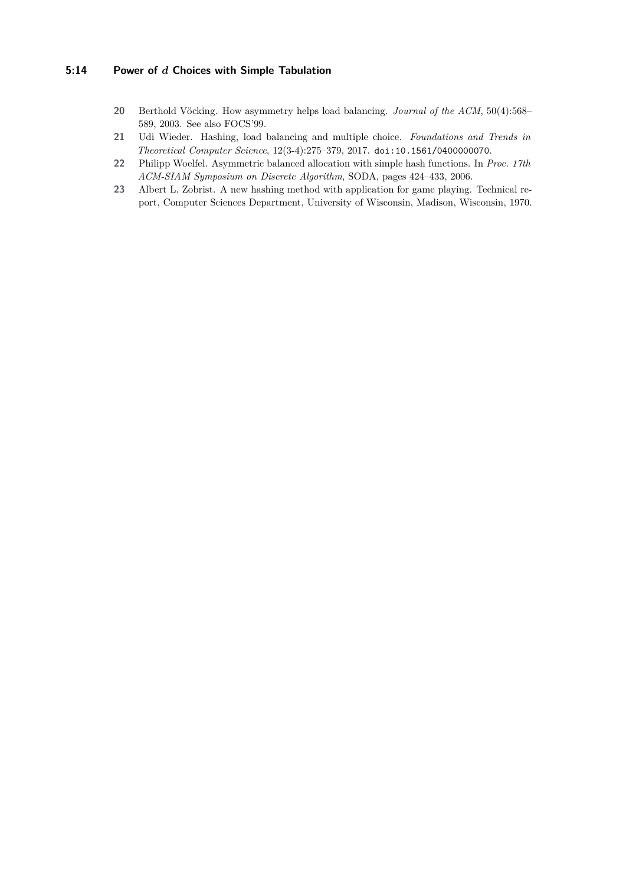20 Berthold Vöcking. How asymmetry helps load balancing. *Journal of the ACM*, 50(4):568–589, 2003. See also FOCS'99.

21 Udi Wieder. Hashing, load balancing and multiple choice. *Foundations and Trends in Theoretical Computer Science*, 12(3-4):275–379, 2017. doi:10.1561/0400000070.

22 Philipp Woelfel. Asymmetric balanced allocation with simple hash functions. In *Proc. 17th ACM-SIAM Symposium on Discrete Algorithm*, SODA, pages 424–433, 2006.

23 Albert L. Zobrist. A new hashing method with application for game playing. Technical report, Computer Sciences Department, University of Wisconsin, Madison, Wisconsin, 1970.